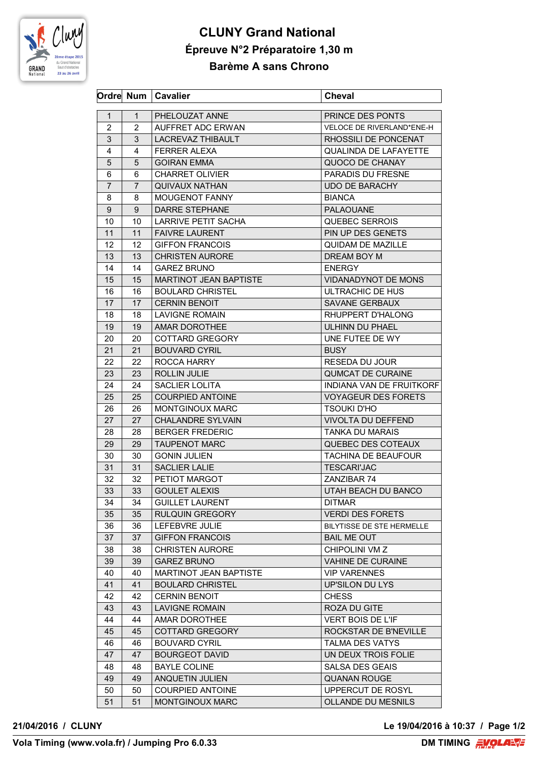# CLUNY Grand National

## Épreuve N°2 Préparatoire 1,30 m

## Barème A sans Chrono

| Ordre | Num | Cavalier | Cheval |
|---|---|---|---|
| 1 | 1 | PHELOUZAT ANNE | PRINCE DES PONTS |
| 2 | 2 | AUFFRET ADC ERWAN | VELOCE DE RIVERLAND*ENE-H |
| 3 | 3 | LACREVAZ THIBAULT | RHOSSILI DE PONCENAT |
| 4 | 4 | FERRER ALEXA | QUALINDA DE LAFAYETTE |
| 5 | 5 | GOIRAN EMMA | QUOCO DE CHANAY |
| 6 | 6 | CHARRET OLIVIER | PARADIS DU FRESNE |
| 7 | 7 | QUIVAUX NATHAN | UDO DE BARACHY |
| 8 | 8 | MOUGENOT FANNY | BIANCA |
| 9 | 9 | DARRE STEPHANE | PALAOUANE |
| 10 | 10 | LARRIVE PETIT SACHA | QUEBEC SERROIS |
| 11 | 11 | FAIVRE LAURENT | PIN UP DES GENETS |
| 12 | 12 | GIFFON FRANCOIS | QUIDAM DE MAZILLE |
| 13 | 13 | CHRISTEN AURORE | DREAM BOY M |
| 14 | 14 | GAREZ BRUNO | ENERGY |
| 15 | 15 | MARTINOT JEAN BAPTISTE | VIDANADYNOT DE MONS |
| 16 | 16 | BOULARD CHRISTEL | ULTRACHIC DE HUS |
| 17 | 17 | CERNIN BENOIT | SAVANE GERBAUX |
| 18 | 18 | LAVIGNE ROMAIN | RHUPPERT D'HALONG |
| 19 | 19 | AMAR DOROTHEE | ULHINN DU PHAEL |
| 20 | 20 | COTTARD GREGORY | UNE FUTEE DE WY |
| 21 | 21 | BOUVARD CYRIL | BUSY |
| 22 | 22 | ROCCA HARRY | RESEDA DU JOUR |
| 23 | 23 | ROLLIN JULIE | QUMCAT DE CURAINE |
| 24 | 24 | SACLIER LOLITA | INDIANA VAN DE FRUITKORF |
| 25 | 25 | COURPIED ANTOINE | VOYAGEUR DES FORETS |
| 26 | 26 | MONTGINOUX MARC | TSOUKI D'HO |
| 27 | 27 | CHALANDRE SYLVAIN | VIVOLTA DU DEFFEND |
| 28 | 28 | BERGER FREDERIC | TANKA DU MARAIS |
| 29 | 29 | TAUPENOT MARC | QUEBEC DES COTEAUX |
| 30 | 30 | GONIN JULIEN | TACHINA DE BEAUFOUR |
| 31 | 31 | SACLIER LALIE | TESCARI'JAC |
| 32 | 32 | PETIOT MARGOT | ZANZIBAR 74 |
| 33 | 33 | GOULET ALEXIS | UTAH BEACH DU BANCO |
| 34 | 34 | GUILLET LAURENT | DITMAR |
| 35 | 35 | RULQUIN GREGORY | VERDI DES FORETS |
| 36 | 36 | LEFEBVRE JULIE | BILYTISSE DE STE HERMELLE |
| 37 | 37 | GIFFON FRANCOIS | BAIL ME OUT |
| 38 | 38 | CHRISTEN AURORE | CHIPOLINI VM Z |
| 39 | 39 | GAREZ BRUNO | VAHINE DE CURAINE |
| 40 | 40 | MARTINOT JEAN BAPTISTE | VIP VARENNES |
| 41 | 41 | BOULARD CHRISTEL | UP'SILON DU LYS |
| 42 | 42 | CERNIN BENOIT | CHESS |
| 43 | 43 | LAVIGNE ROMAIN | ROZA DU GITE |
| 44 | 44 | AMAR DOROTHEE | VERT BOIS DE L'IF |
| 45 | 45 | COTTARD GREGORY | ROCKSTAR DE B'NEVILLE |
| 46 | 46 | BOUVARD CYRIL | TALMA DES VATYS |
| 47 | 47 | BOURGEOT DAVID | UN DEUX TROIS FOLIE |
| 48 | 48 | BAYLE COLINE | SALSA DES GEAIS |
| 49 | 49 | ANQUETIN JULIEN | QUANAN ROUGE |
| 50 | 50 | COURPIED ANTOINE | UPPERCUT DE ROSYL |
| 51 | 51 | MONTGINOUX MARC | OLLANDE DU MESNILS |

21/04/2016 / CLUNY

Le 19/04/2016 à 10:37

Vola Timing (www.vola.fr) / Jumping Pro 6.0.33

DM TIMING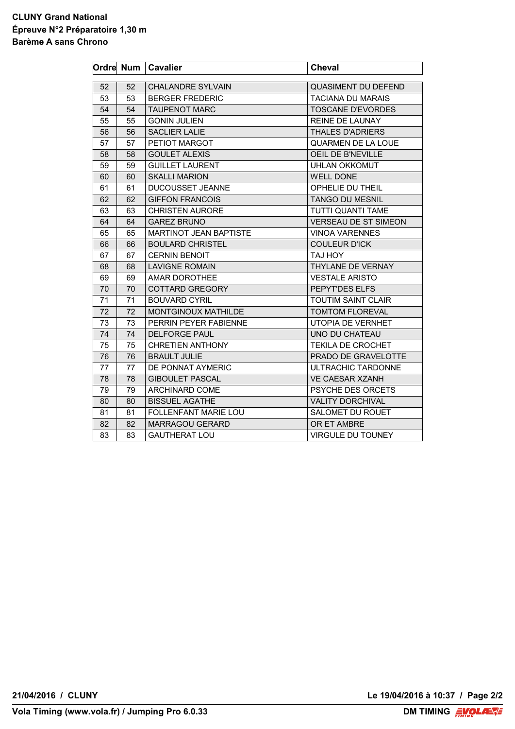**CLUNY Grand National**
**Épreuve N°2 Préparatoire 1,30 m**
**Barème A sans Chrono**

| Ordre | Num | Cavalier | Cheval |
|---|---|---|---|
| 52 | 52 | CHALANDRE SYLVAIN | QUASIMENT DU DEFEND |
| 53 | 53 | BERGER FREDERIC | TACIANA DU MARAIS |
| 54 | 54 | TAUPENOT MARC | TOSCANE D'EVORDES |
| 55 | 55 | GONIN JULIEN | REINE DE LAUNAY |
| 56 | 56 | SACLIER LALIE | THALES D'ADRIERS |
| 57 | 57 | PETIOT MARGOT | QUARMEN DE LA LOUE |
| 58 | 58 | GOULET ALEXIS | OEIL DE B'NEVILLE |
| 59 | 59 | GUILLET LAURENT | UHLAN OKKOMUT |
| 60 | 60 | SKALLI MARION | WELL DONE |
| 61 | 61 | DUCOUSSET JEANNE | OPHELIE DU THEIL |
| 62 | 62 | GIFFON FRANCOIS | TANGO DU MESNIL |
| 63 | 63 | CHRISTEN AURORE | TUTTI QUANTI TAME |
| 64 | 64 | GAREZ BRUNO | VERSEAU DE ST SIMEON |
| 65 | 65 | MARTINOT JEAN BAPTISTE | VINOA VARENNES |
| 66 | 66 | BOULARD CHRISTEL | COULEUR D'ICK |
| 67 | 67 | CERNIN BENOIT | TAJ HOY |
| 68 | 68 | LAVIGNE ROMAIN | THYLANE DE VERNAY |
| 69 | 69 | AMAR DOROTHEE | VESTALE ARISTO |
| 70 | 70 | COTTARD GREGORY | PEPYT'DES ELFS |
| 71 | 71 | BOUVARD CYRIL | TOUTIM SAINT CLAIR |
| 72 | 72 | MONTGINOUX MATHILDE | TOMTOM FLOREVAL |
| 73 | 73 | PERRIN PEYER FABIENNE | UTOPIA DE VERNHET |
| 74 | 74 | DELFORGE PAUL | UNO DU CHATEAU |
| 75 | 75 | CHRETIEN ANTHONY | TEKILA DE CROCHET |
| 76 | 76 | BRAULT JULIE | PRADO DE GRAVELOTTE |
| 77 | 77 | DE PONNAT AYMERIC | ULTRACHIC TARDONNE |
| 78 | 78 | GIBOULET PASCAL | VE CAESAR XZANH |
| 79 | 79 | ARCHINARD COME | PSYCHE DES ORCETS |
| 80 | 80 | BISSUEL AGATHE | VALITY DORCHIVAL |
| 81 | 81 | FOLLENFANT MARIE LOU | SALOMET DU ROUET |
| 82 | 82 | MARRAGOU GERARD | OR ET AMBRE |
| 83 | 83 | GAUTHERAT LOU | VIRGULE DU TOUNEY |

**21/04/2016 / CLUNY** **Le 19/04/2016 à 10:37**

**Vola Timing (www.vola.fr) / Jumping Pro 6.0.33** **DM TIMING**